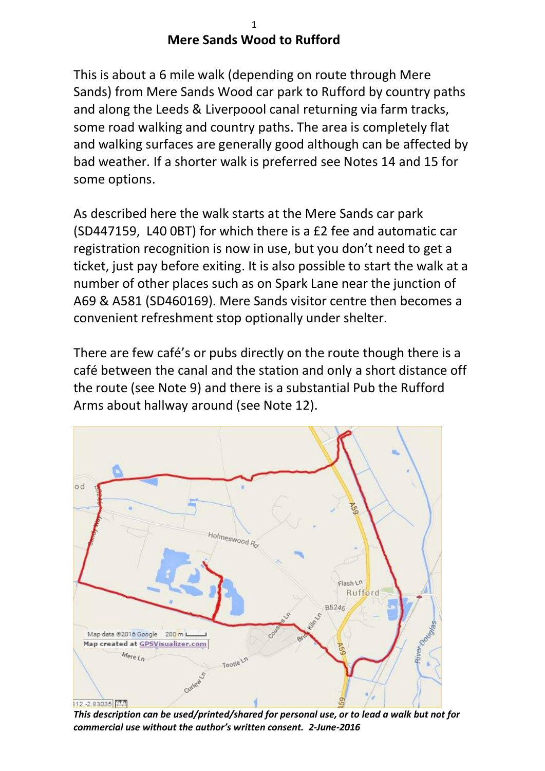# Mere Sands Wood to Rufford

This is about a 6 mile walk (depending on route through Mere Sands) from Mere Sands Wood car park to Rufford by country paths and along the Leeds & Liverpoool canal returning via farm tracks, some road walking and country paths. The area is completely flat and walking surfaces are generally good although can be affected by bad weather. If a shorter walk is preferred see Notes 14 and 15 for some options.

As described here the walk starts at the Mere Sands car park (SD447159, L40 0BT) for which there is a £2 fee and automatic car registration recognition is now in use, but you don't need to get a ticket, just pay before exiting. It is also possible to start the walk at a number of other places such as on Spark Lane near the junction of A69 & A581 (SD460169). Mere Sands visitor centre then becomes a convenient refreshment stop optionally under shelter.

There are few café's or pubs directly on the route though there is a café between the canal and the station and only a short distance off the route (see Note 9) and there is a substantial Pub the Rufford Arms about hallway around (see Note 12).

*This description can be used/printed/shared for personal use, or to lead a walk but not for commercial use without the author's written consent. 2-June-2016*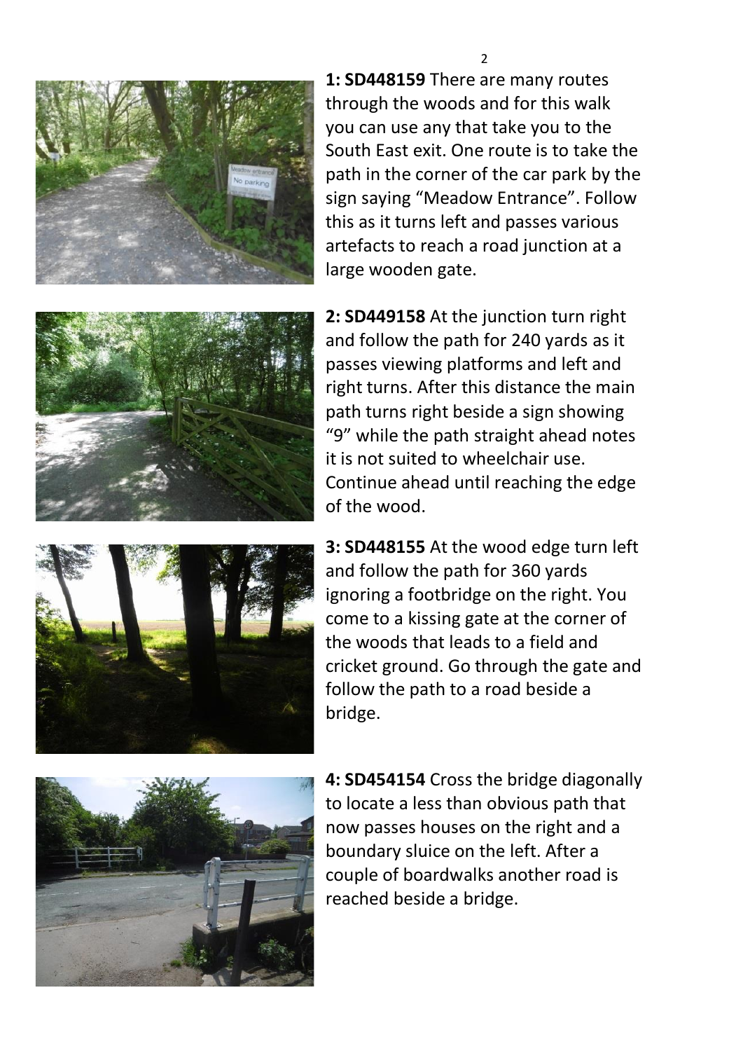**1: SD448159** There are many routes through the woods and for this walk you can use any that take you to the South East exit. One route is to take the path in the corner of the car park by the sign saying “Meadow Entrance”. Follow this as it turns left and passes various artefacts to reach a road junction at a large wooden gate.

**2: SD449158** At the junction turn right and follow the path for 240 yards as it passes viewing platforms and left and right turns. After this distance the main path turns right beside a sign showing “9” while the path straight ahead notes it is not suited to wheelchair use. Continue ahead until reaching the edge of the wood.

**3: SD448155** At the wood edge turn left and follow the path for 360 yards ignoring a footbridge on the right. You come to a kissing gate at the corner of the woods that leads to a field and cricket ground. Go through the gate and follow the path to a road beside a bridge.

**4: SD454154** Cross the bridge diagonally to locate a less than obvious path that now passes houses on the right and a boundary sluice on the left. After a couple of boardwalks another road is reached beside a bridge.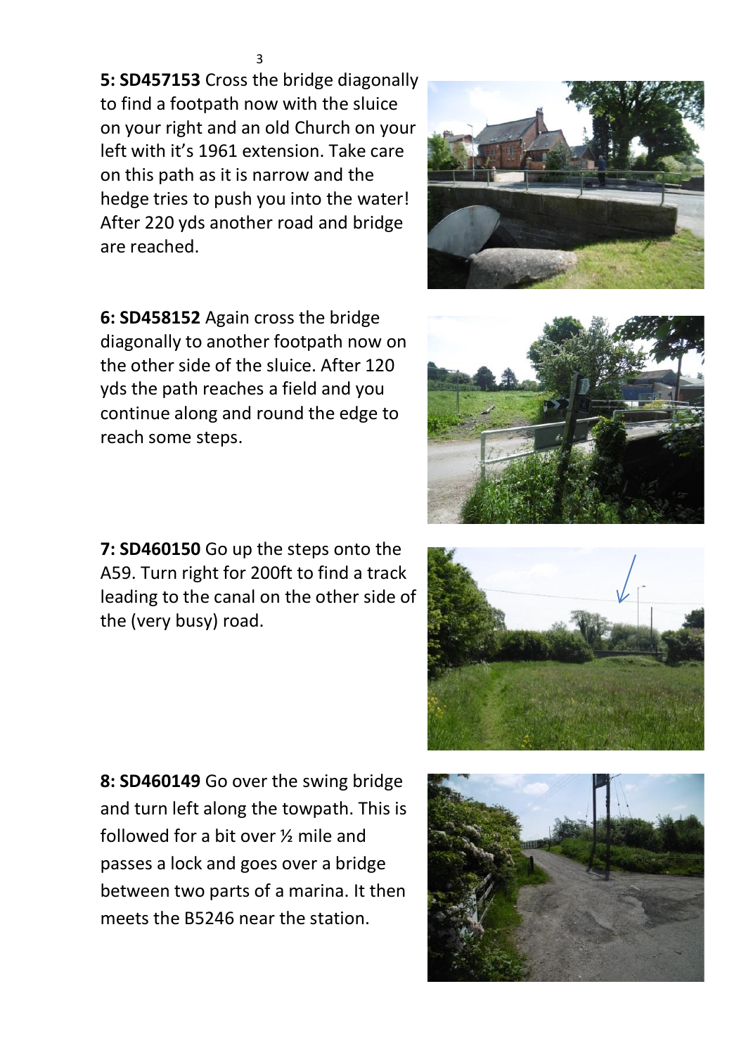**5: SD457153** Cross the bridge diagonally to find a footpath now with the sluice on your right and an old Church on your left with it's 1961 extension. Take care on this path as it is narrow and the hedge tries to push you into the water! After 220 yds another road and bridge are reached.

**6: SD458152** Again cross the bridge diagonally to another footpath now on the other side of the sluice. After 120 yds the path reaches a field and you continue along and round the edge to reach some steps.

**7: SD460150** Go up the steps onto the A59. Turn right for 200ft to find a track leading to the canal on the other side of the (very busy) road.

**8: SD460149** Go over the swing bridge and turn left along the towpath. This is followed for a bit over ½ mile and passes a lock and goes over a bridge between two parts of a marina. It then meets the B5246 near the station.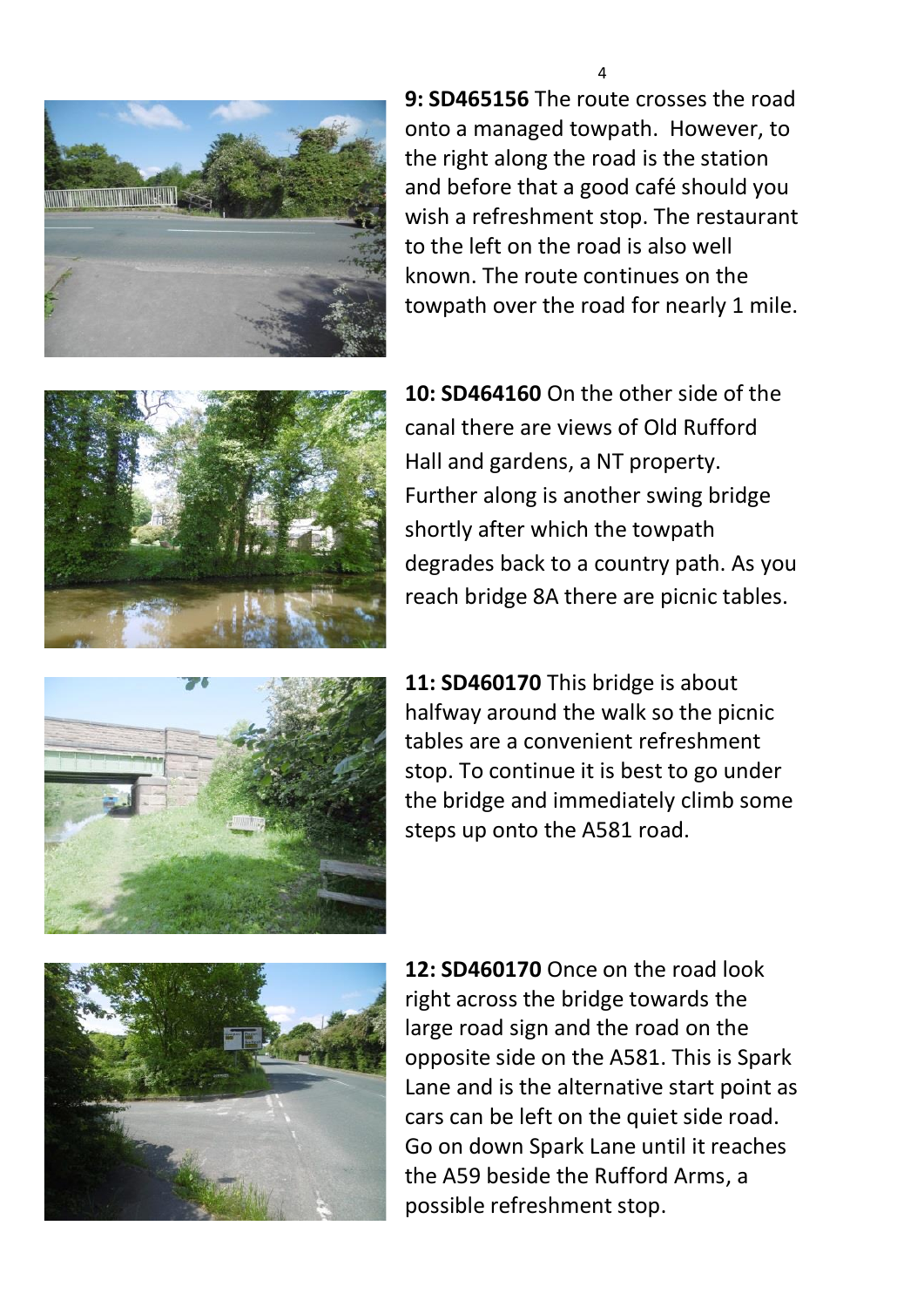**9: SD465156** The route crosses the road onto a managed towpath. However, to the right along the road is the station and before that a good café should you wish a refreshment stop. The restaurant to the left on the road is also well known. The route continues on the towpath over the road for nearly 1 mile.

**10: SD464160** On the other side of the canal there are views of Old Rufford Hall and gardens, a NT property. Further along is another swing bridge shortly after which the towpath degrades back to a country path. As you reach bridge 8A there are picnic tables.

**11: SD460170** This bridge is about halfway around the walk so the picnic tables are a convenient refreshment stop. To continue it is best to go under the bridge and immediately climb some steps up onto the A581 road.

**12: SD460170** Once on the road look right across the bridge towards the large road sign and the road on the opposite side on the A581. This is Spark Lane and is the alternative start point as cars can be left on the quiet side road. Go on down Spark Lane until it reaches the A59 beside the Rufford Arms, a possible refreshment stop.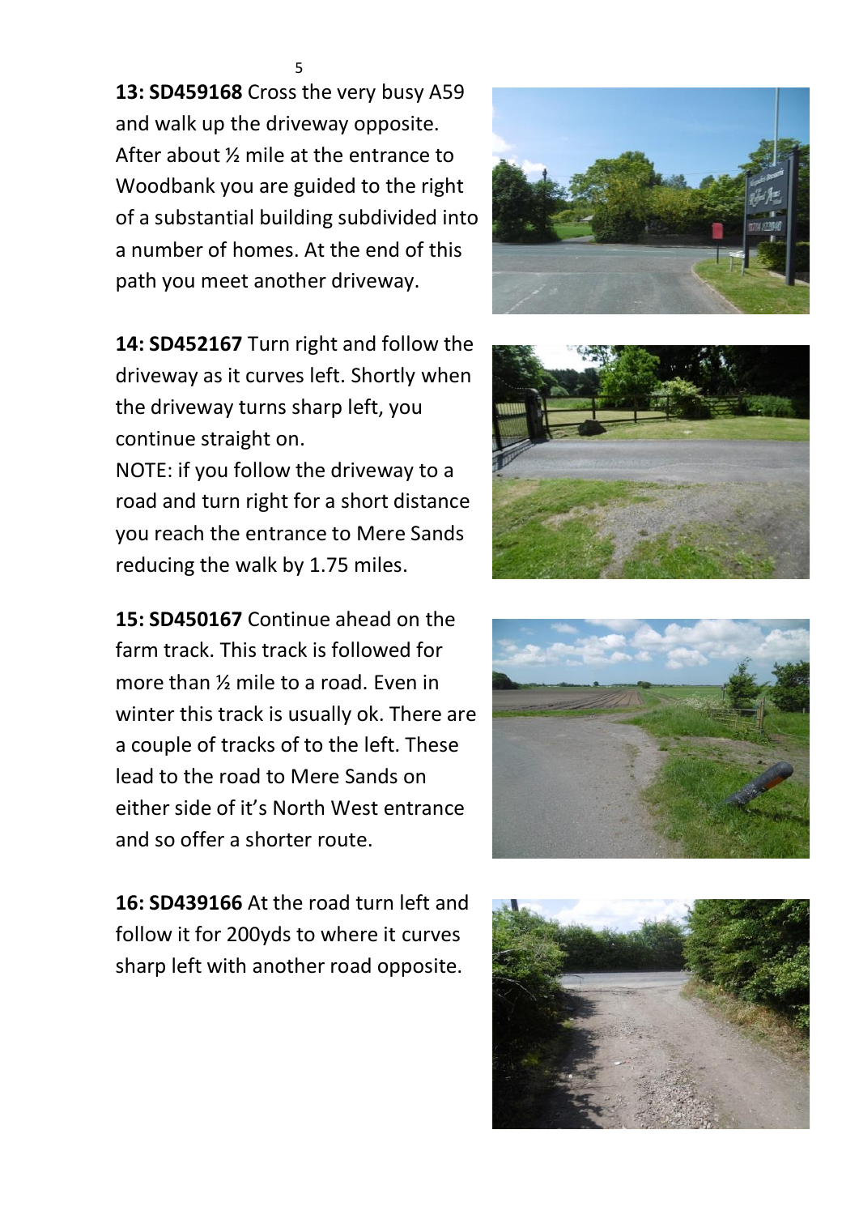**13: SD459168** Cross the very busy A59 and walk up the driveway opposite. After about ½ mile at the entrance to Woodbank you are guided to the right of a substantial building subdivided into a number of homes. At the end of this path you meet another driveway.

**14: SD452167** Turn right and follow the driveway as it curves left. Shortly when the driveway turns sharp left, you continue straight on.

NOTE: if you follow the driveway to a road and turn right for a short distance you reach the entrance to Mere Sands reducing the walk by 1.75 miles.

**15: SD450167** Continue ahead on the farm track. This track is followed for more than ½ mile to a road. Even in winter this track is usually ok. There are a couple of tracks of to the left. These lead to the road to Mere Sands on either side of it's North West entrance and so offer a shorter route.

**16: SD439166** At the road turn left and follow it for 200yds to where it curves sharp left with another road opposite.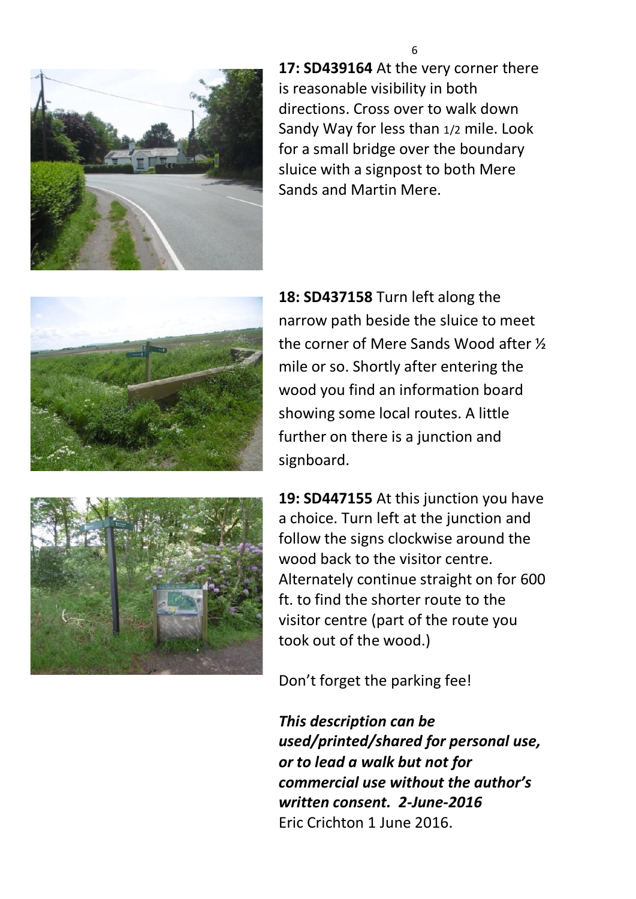**17: SD439164** At the very corner there is reasonable visibility in both directions. Cross over to walk down Sandy Way for less than 1/2 mile. Look for a small bridge over the boundary sluice with a signpost to both Mere Sands and Martin Mere.

**18: SD437158** Turn left along the narrow path beside the sluice to meet the corner of Mere Sands Wood after ½ mile or so. Shortly after entering the wood you find an information board showing some local routes. A little further on there is a junction and signboard.

**19: SD447155** At this junction you have a choice. Turn left at the junction and follow the signs clockwise around the wood back to the visitor centre. Alternately continue straight on for 600 ft. to find the shorter route to the visitor centre (part of the route you took out of the wood.)

Don't forget the parking fee!

***This description can be used/printed/shared for personal use, or to lead a walk but not for commercial use without the author's written consent. 2-June-2016***
Eric Crichton 1 June 2016.